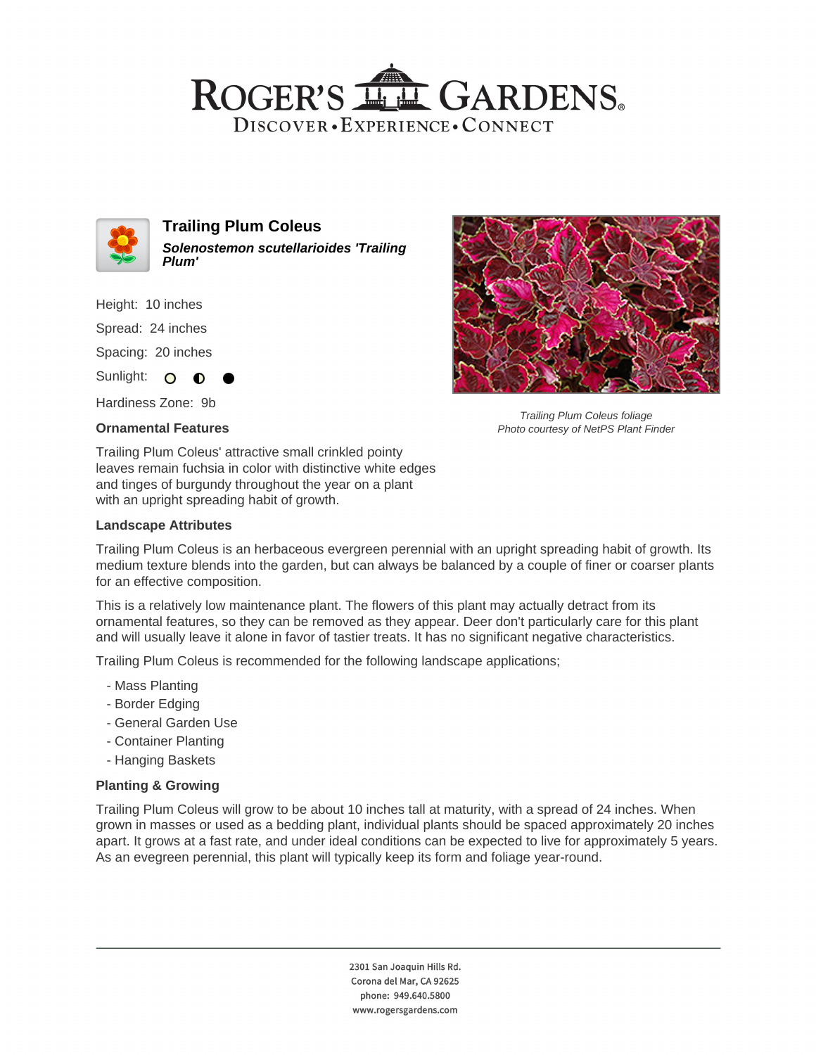# Trailing Plum Coleus

***Solenostemon scutellarioides 'Trailing Plum'***

Height: 10 inches

Spread: 24 inches

Spacing: 20 inches

Sunlight: ○ ◐ ●

Hardiness Zone: 9b

*Trailing Plum Coleus foliage*
*Photo courtesy of NetPS Plant Finder*

### Ornamental Features

Trailing Plum Coleus' attractive small crinkled pointy leaves remain fuchsia in color with distinctive white edges and tinges of burgundy throughout the year on a plant with an upright spreading habit of growth.

### Landscape Attributes

Trailing Plum Coleus is an herbaceous evergreen perennial with an upright spreading habit of growth. Its medium texture blends into the garden, but can always be balanced by a couple of finer or coarser plants for an effective composition.

This is a relatively low maintenance plant. The flowers of this plant may actually detract from its ornamental features, so they can be removed as they appear. Deer don't particularly care for this plant and will usually leave it alone in favor of tastier treats. It has no significant negative characteristics.

Trailing Plum Coleus is recommended for the following landscape applications;

- Mass Planting
- Border Edging
- General Garden Use
- Container Planting
- Hanging Baskets

### Planting & Growing

Trailing Plum Coleus will grow to be about 10 inches tall at maturity, with a spread of 24 inches. When grown in masses or used as a bedding plant, individual plants should be spaced approximately 20 inches apart. It grows at a fast rate, and under ideal conditions can be expected to live for approximately 5 years. As an evegreen perennial, this plant will typically keep its form and foliage year-round.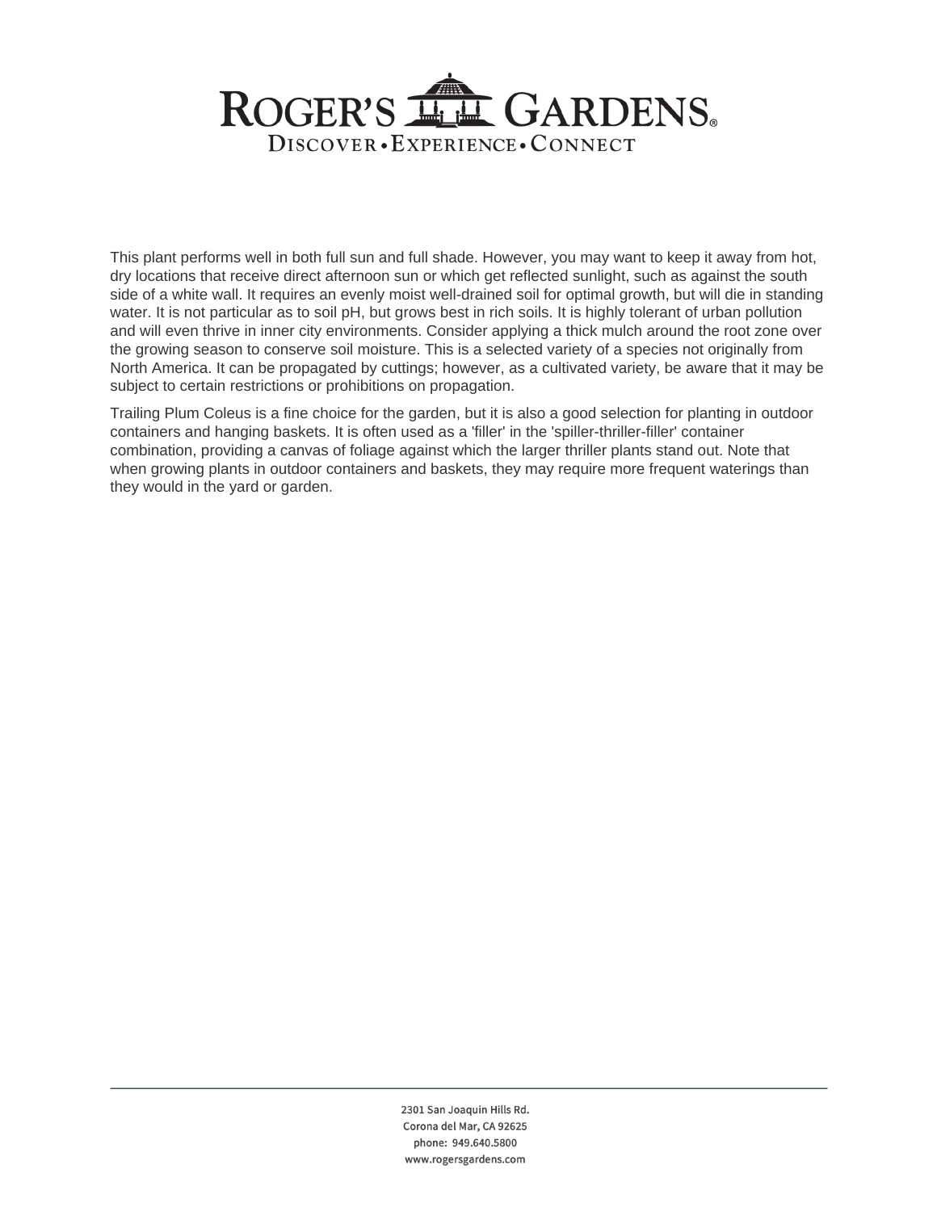This plant performs well in both full sun and full shade. However, you may want to keep it away from hot, dry locations that receive direct afternoon sun or which get reflected sunlight, such as against the south side of a white wall. It requires an evenly moist well-drained soil for optimal growth, but will die in standing water. It is not particular as to soil pH, but grows best in rich soils. It is highly tolerant of urban pollution and will even thrive in inner city environments. Consider applying a thick mulch around the root zone over the growing season to conserve soil moisture. This is a selected variety of a species not originally from North America. It can be propagated by cuttings; however, as a cultivated variety, be aware that it may be subject to certain restrictions or prohibitions on propagation.

Trailing Plum Coleus is a fine choice for the garden, but it is also a good selection for planting in outdoor containers and hanging baskets. It is often used as a 'filler' in the 'spiller-thriller-filler' container combination, providing a canvas of foliage against which the larger thriller plants stand out. Note that when growing plants in outdoor containers and baskets, they may require more frequent waterings than they would in the yard or garden.